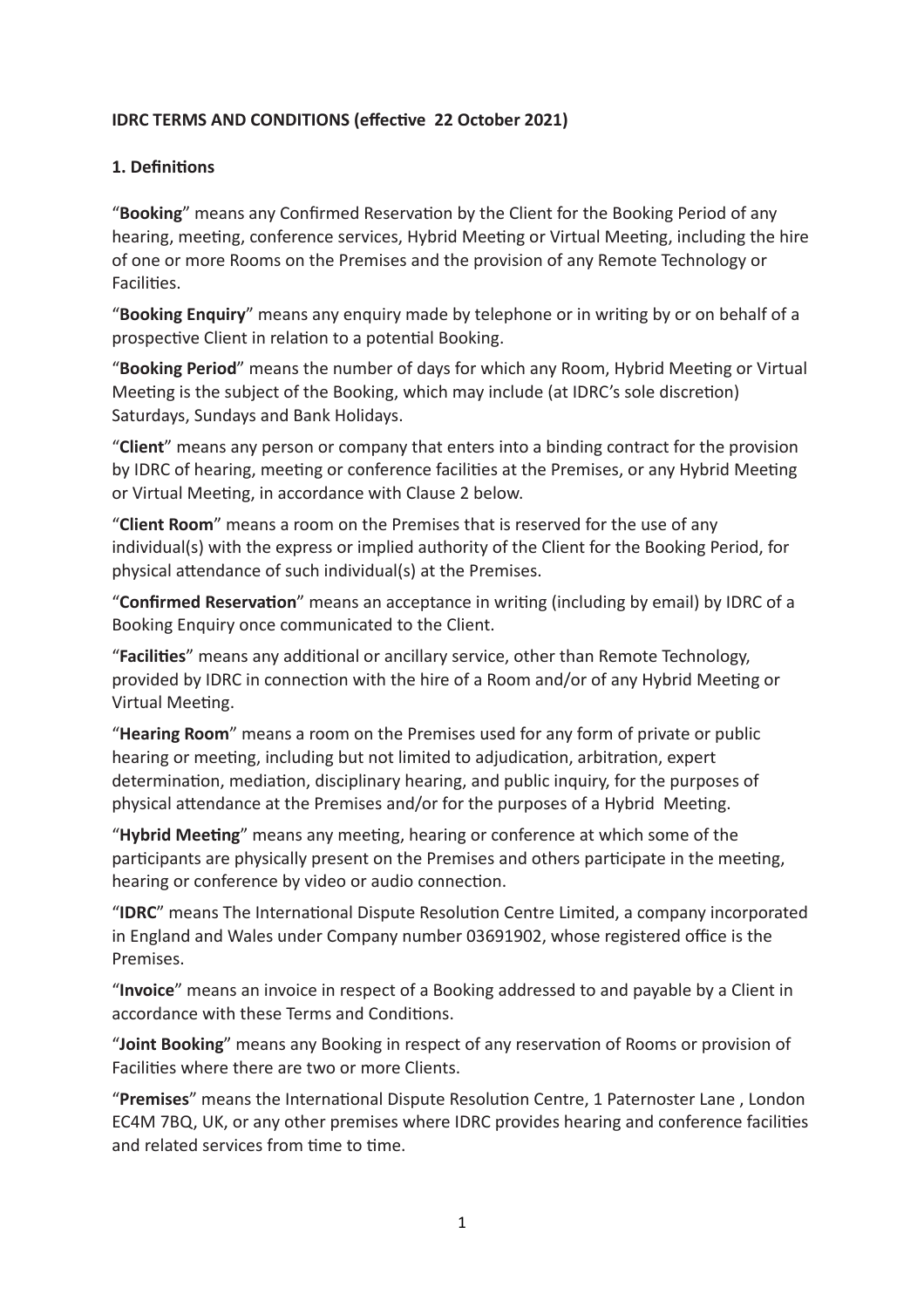**IDRC TERMS AND CONDITIONS (effective 22 October 2021)**

**1. Definitions**

"**Booking**" means any Confirmed Reservation by the Client for the Booking Period of any hearing, meeting, conference services, Hybrid Meeting or Virtual Meeting, including the hire of one or more Rooms on the Premises and the provision of any Remote Technology or Facilities.

"**Booking Enquiry**" means any enquiry made by telephone or in writing by or on behalf of a prospective Client in relation to a potential Booking.

"**Booking Period**" means the number of days for which any Room, Hybrid Meeting or Virtual Meeting is the subject of the Booking, which may include (at IDRC's sole discretion) Saturdays, Sundays and Bank Holidays.

"**Client**" means any person or company that enters into a binding contract for the provision by IDRC of hearing, meeting or conference facilities at the Premises, or any Hybrid Meeting or Virtual Meeting, in accordance with Clause 2 below.

"**Client Room**" means a room on the Premises that is reserved for the use of any individual(s) with the express or implied authority of the Client for the Booking Period, for physical attendance of such individual(s) at the Premises.

"**Confirmed Reservation**" means an acceptance in writing (including by email) by IDRC of a Booking Enquiry once communicated to the Client.

"**Facilities**" means any additional or ancillary service, other than Remote Technology, provided by IDRC in connection with the hire of a Room and/or of any Hybrid Meeting or Virtual Meeting.

"**Hearing Room**" means a room on the Premises used for any form of private or public hearing or meeting, including but not limited to adjudication, arbitration, expert determination, mediation, disciplinary hearing, and public inquiry, for the purposes of physical attendance at the Premises and/or for the purposes of a Hybrid Meeting.

"**Hybrid Meeting**" means any meeting, hearing or conference at which some of the participants are physically present on the Premises and others participate in the meeting, hearing or conference by video or audio connection.

"**IDRC**" means The International Dispute Resolution Centre Limited, a company incorporated in England and Wales under Company number 03691902, whose registered office is the Premises.

"**Invoice**" means an invoice in respect of a Booking addressed to and payable by a Client in accordance with these Terms and Conditions.

"**Joint Booking**" means any Booking in respect of any reservation of Rooms or provision of Facilities where there are two or more Clients.

"**Premises**" means the International Dispute Resolution Centre, 1 Paternoster Lane , London EC4M 7BQ, UK, or any other premises where IDRC provides hearing and conference facilities and related services from time to time.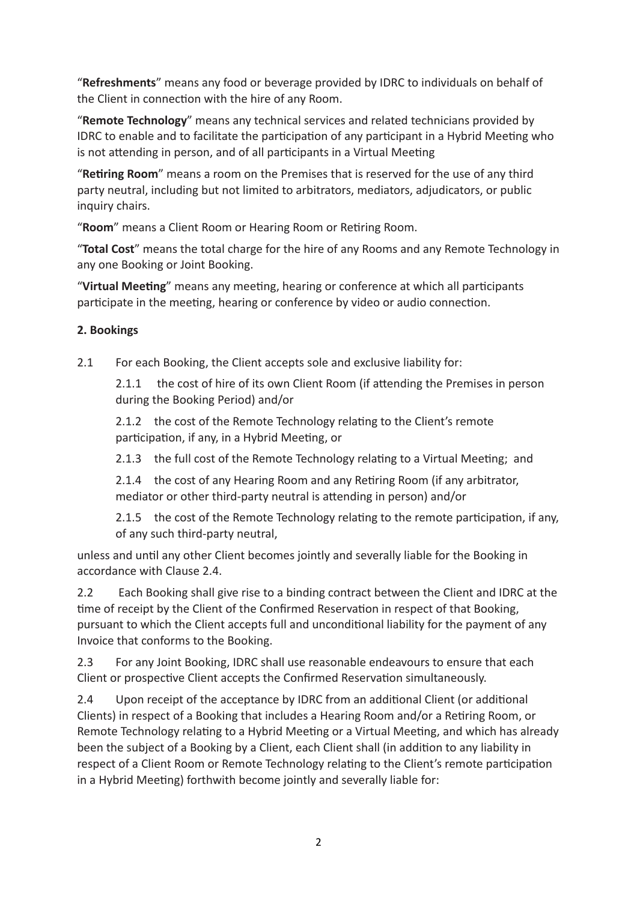"**Refreshments**" means any food or beverage provided by IDRC to individuals on behalf of the Client in connection with the hire of any Room.

"**Remote Technology**" means any technical services and related technicians provided by IDRC to enable and to facilitate the participation of any participant in a Hybrid Meeting who is not attending in person, and of all participants in a Virtual Meeting

"**Retiring Room**" means a room on the Premises that is reserved for the use of any third party neutral, including but not limited to arbitrators, mediators, adjudicators, or public inquiry chairs.

"**Room**" means a Client Room or Hearing Room or Retiring Room.

"**Total Cost**" means the total charge for the hire of any Rooms and any Remote Technology in any one Booking or Joint Booking.

"**Virtual Meeting**" means any meeting, hearing or conference at which all participants participate in the meeting, hearing or conference by video or audio connection.

**2. Bookings**

2.1 For each Booking, the Client accepts sole and exclusive liability for:

2.1.1 the cost of hire of its own Client Room (if attending the Premises in person during the Booking Period) and/or

2.1.2 the cost of the Remote Technology relating to the Client's remote participation, if any, in a Hybrid Meeting, or

2.1.3 the full cost of the Remote Technology relating to a Virtual Meeting; and

2.1.4 the cost of any Hearing Room and any Retiring Room (if any arbitrator, mediator or other third-party neutral is attending in person) and/or

2.1.5 the cost of the Remote Technology relating to the remote participation, if any, of any such third-party neutral,

unless and until any other Client becomes jointly and severally liable for the Booking in accordance with Clause 2.4.

2.2 Each Booking shall give rise to a binding contract between the Client and IDRC at the time of receipt by the Client of the Confirmed Reservation in respect of that Booking, pursuant to which the Client accepts full and unconditional liability for the payment of any Invoice that conforms to the Booking.

2.3 For any Joint Booking, IDRC shall use reasonable endeavours to ensure that each Client or prospective Client accepts the Confirmed Reservation simultaneously.

2.4 Upon receipt of the acceptance by IDRC from an additional Client (or additional Clients) in respect of a Booking that includes a Hearing Room and/or a Retiring Room, or Remote Technology relating to a Hybrid Meeting or a Virtual Meeting, and which has already been the subject of a Booking by a Client, each Client shall (in addition to any liability in respect of a Client Room or Remote Technology relating to the Client's remote participation in a Hybrid Meeting) forthwith become jointly and severally liable for: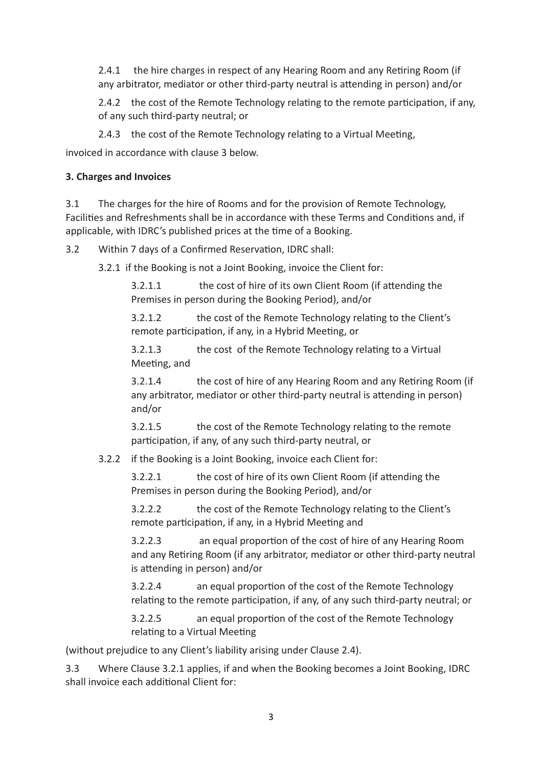2.4.1 the hire charges in respect of any Hearing Room and any Retiring Room (if any arbitrator, mediator or other third-party neutral is attending in person) and/or

2.4.2 the cost of the Remote Technology relating to the remote participation, if any, of any such third-party neutral; or

2.4.3 the cost of the Remote Technology relating to a Virtual Meeting,

invoiced in accordance with clause 3 below.

**3. Charges and Invoices**

3.1 The charges for the hire of Rooms and for the provision of Remote Technology, Facilities and Refreshments shall be in accordance with these Terms and Conditions and, if applicable, with IDRC's published prices at the time of a Booking.

3.2 Within 7 days of a Confirmed Reservation, IDRC shall:

3.2.1 if the Booking is not a Joint Booking, invoice the Client for:

3.2.1.1 the cost of hire of its own Client Room (if attending the Premises in person during the Booking Period), and/or

3.2.1.2 the cost of the Remote Technology relating to the Client's remote participation, if any, in a Hybrid Meeting, or

3.2.1.3 the cost of the Remote Technology relating to a Virtual Meeting, and

3.2.1.4 the cost of hire of any Hearing Room and any Retiring Room (if any arbitrator, mediator or other third-party neutral is attending in person) and/or

3.2.1.5 the cost of the Remote Technology relating to the remote participation, if any, of any such third-party neutral, or

3.2.2 if the Booking is a Joint Booking, invoice each Client for:

3.2.2.1 the cost of hire of its own Client Room (if attending the Premises in person during the Booking Period), and/or

3.2.2.2 the cost of the Remote Technology relating to the Client's remote participation, if any, in a Hybrid Meeting and

3.2.2.3 an equal proportion of the cost of hire of any Hearing Room and any Retiring Room (if any arbitrator, mediator or other third-party neutral is attending in person) and/or

3.2.2.4 an equal proportion of the cost of the Remote Technology relating to the remote participation, if any, of any such third-party neutral; or

3.2.2.5 an equal proportion of the cost of the Remote Technology relating to a Virtual Meeting

(without prejudice to any Client's liability arising under Clause 2.4).

3.3 Where Clause 3.2.1 applies, if and when the Booking becomes a Joint Booking, IDRC shall invoice each additional Client for: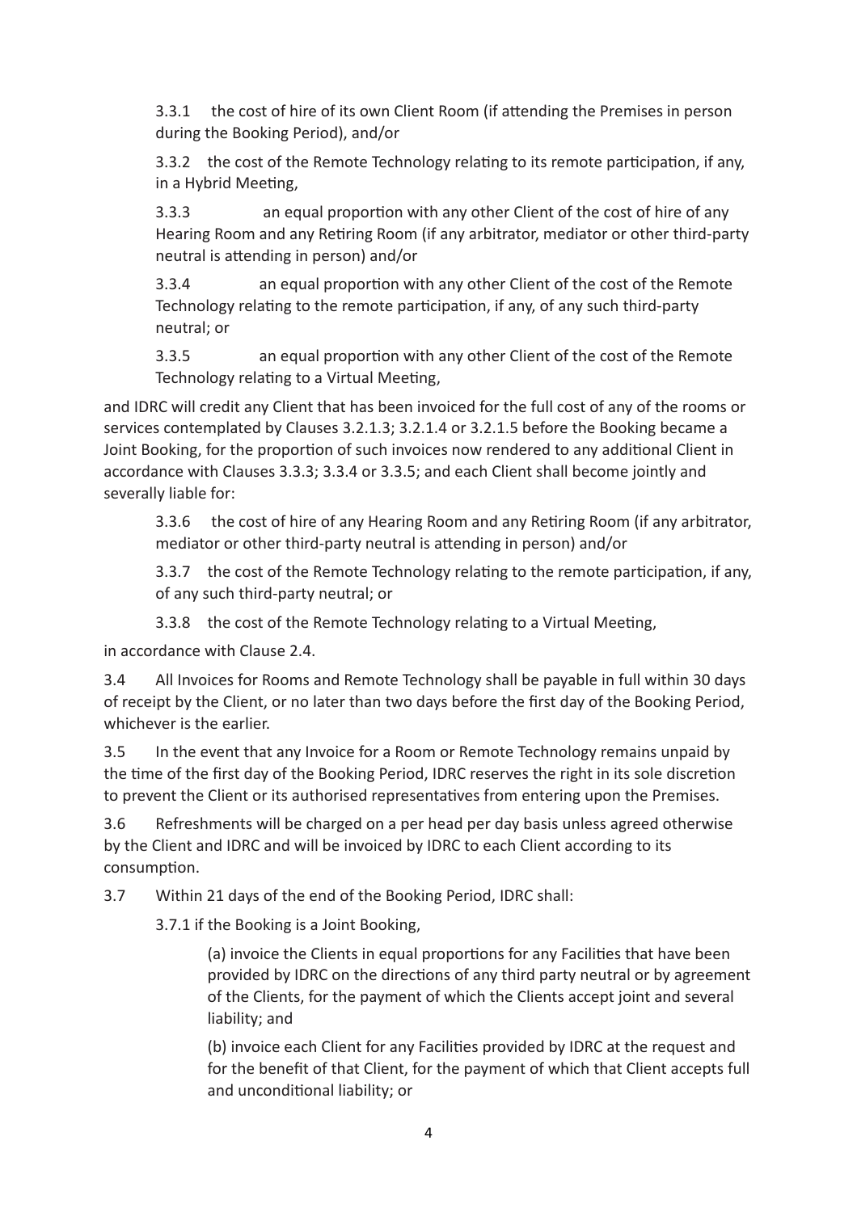3.3.1 the cost of hire of its own Client Room (if attending the Premises in person during the Booking Period), and/or

3.3.2 the cost of the Remote Technology relating to its remote participation, if any, in a Hybrid Meeting,

3.3.3 an equal proportion with any other Client of the cost of hire of any Hearing Room and any Retiring Room (if any arbitrator, mediator or other third-party neutral is attending in person) and/or

3.3.4 an equal proportion with any other Client of the cost of the Remote Technology relating to the remote participation, if any, of any such third-party neutral; or

3.3.5 an equal proportion with any other Client of the cost of the Remote Technology relating to a Virtual Meeting,

and IDRC will credit any Client that has been invoiced for the full cost of any of the rooms or services contemplated by Clauses 3.2.1.3; 3.2.1.4 or 3.2.1.5 before the Booking became a Joint Booking, for the proportion of such invoices now rendered to any additional Client in accordance with Clauses 3.3.3; 3.3.4 or 3.3.5; and each Client shall become jointly and severally liable for:

3.3.6 the cost of hire of any Hearing Room and any Retiring Room (if any arbitrator, mediator or other third-party neutral is attending in person) and/or

3.3.7 the cost of the Remote Technology relating to the remote participation, if any, of any such third-party neutral; or

3.3.8 the cost of the Remote Technology relating to a Virtual Meeting,

in accordance with Clause 2.4.

3.4 All Invoices for Rooms and Remote Technology shall be payable in full within 30 days of receipt by the Client, or no later than two days before the first day of the Booking Period, whichever is the earlier.

3.5 In the event that any Invoice for a Room or Remote Technology remains unpaid by the time of the first day of the Booking Period, IDRC reserves the right in its sole discretion to prevent the Client or its authorised representatives from entering upon the Premises.

3.6 Refreshments will be charged on a per head per day basis unless agreed otherwise by the Client and IDRC and will be invoiced by IDRC to each Client according to its consumption.

3.7 Within 21 days of the end of the Booking Period, IDRC shall:

3.7.1 if the Booking is a Joint Booking,

(a) invoice the Clients in equal proportions for any Facilities that have been provided by IDRC on the directions of any third party neutral or by agreement of the Clients, for the payment of which the Clients accept joint and several liability; and

(b) invoice each Client for any Facilities provided by IDRC at the request and for the benefit of that Client, for the payment of which that Client accepts full and unconditional liability; or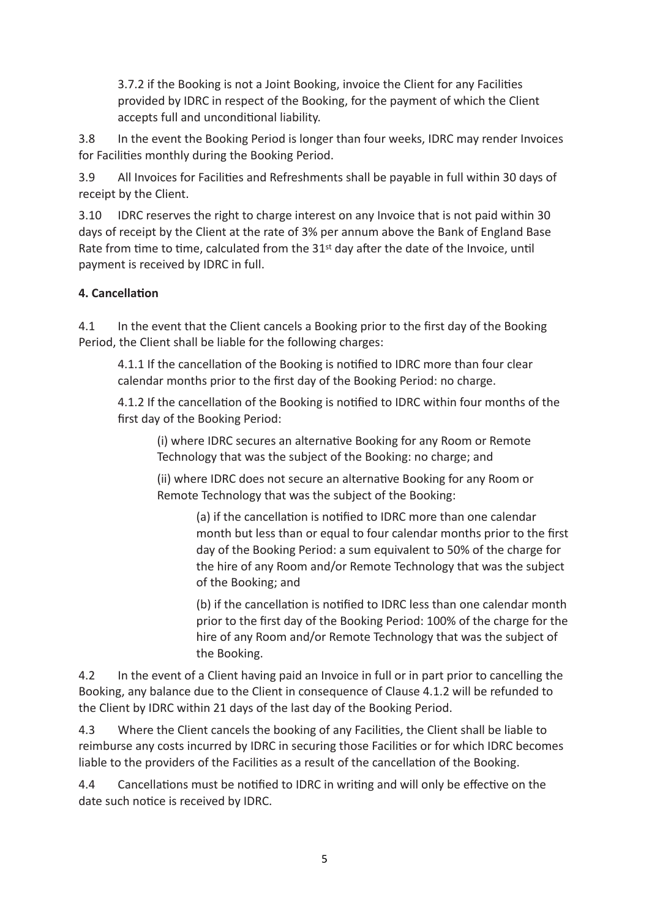3.7.2 if the Booking is not a Joint Booking, invoice the Client for any Facilities provided by IDRC in respect of the Booking, for the payment of which the Client accepts full and unconditional liability.

3.8 In the event the Booking Period is longer than four weeks, IDRC may render Invoices for Facilities monthly during the Booking Period.

3.9 All Invoices for Facilities and Refreshments shall be payable in full within 30 days of receipt by the Client.

3.10 IDRC reserves the right to charge interest on any Invoice that is not paid within 30 days of receipt by the Client at the rate of 3% per annum above the Bank of England Base Rate from time to time, calculated from the 31st day after the date of the Invoice, until payment is received by IDRC in full.

**4. Cancellation**

4.1 In the event that the Client cancels a Booking prior to the first day of the Booking Period, the Client shall be liable for the following charges:

4.1.1 If the cancellation of the Booking is notified to IDRC more than four clear calendar months prior to the first day of the Booking Period: no charge.

4.1.2 If the cancellation of the Booking is notified to IDRC within four months of the first day of the Booking Period:

(i) where IDRC secures an alternative Booking for any Room or Remote Technology that was the subject of the Booking: no charge; and

(ii) where IDRC does not secure an alternative Booking for any Room or Remote Technology that was the subject of the Booking:

(a) if the cancellation is notified to IDRC more than one calendar month but less than or equal to four calendar months prior to the first day of the Booking Period: a sum equivalent to 50% of the charge for the hire of any Room and/or Remote Technology that was the subject of the Booking; and

(b) if the cancellation is notified to IDRC less than one calendar month prior to the first day of the Booking Period: 100% of the charge for the hire of any Room and/or Remote Technology that was the subject of the Booking.

4.2 In the event of a Client having paid an Invoice in full or in part prior to cancelling the Booking, any balance due to the Client in consequence of Clause 4.1.2 will be refunded to the Client by IDRC within 21 days of the last day of the Booking Period.

4.3 Where the Client cancels the booking of any Facilities, the Client shall be liable to reimburse any costs incurred by IDRC in securing those Facilities or for which IDRC becomes liable to the providers of the Facilities as a result of the cancellation of the Booking.

4.4 Cancellations must be notified to IDRC in writing and will only be effective on the date such notice is received by IDRC.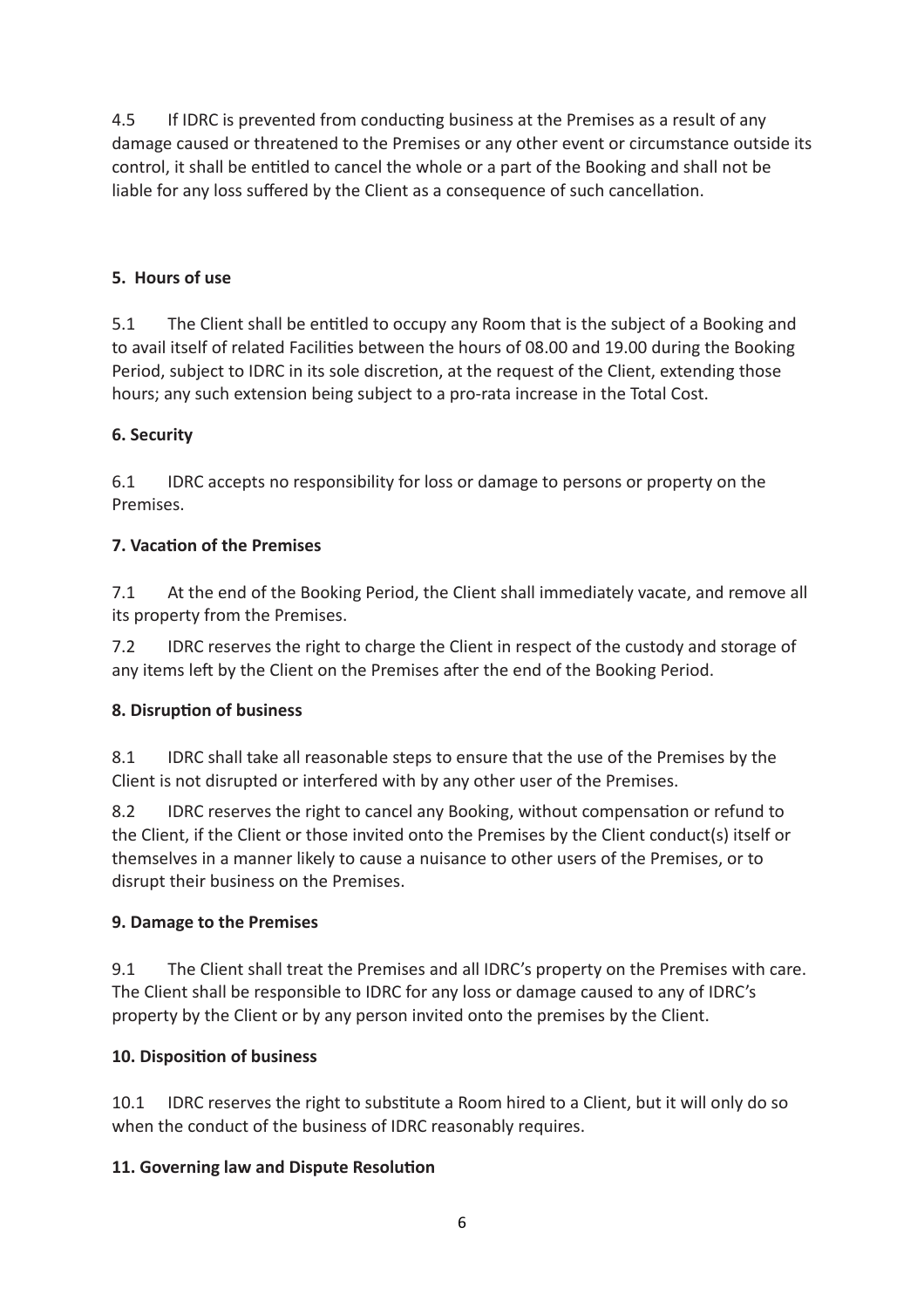4.5 If IDRC is prevented from conducting business at the Premises as a result of any damage caused or threatened to the Premises or any other event or circumstance outside its control, it shall be entitled to cancel the whole or a part of the Booking and shall not be liable for any loss suffered by the Client as a consequence of such cancellation.

## 5. Hours of use

5.1 The Client shall be entitled to occupy any Room that is the subject of a Booking and to avail itself of related Facilities between the hours of 08.00 and 19.00 during the Booking Period, subject to IDRC in its sole discretion, at the request of the Client, extending those hours; any such extension being subject to a pro-rata increase in the Total Cost.

## 6. Security

6.1 IDRC accepts no responsibility for loss or damage to persons or property on the Premises.

## 7. Vacation of the Premises

7.1 At the end of the Booking Period, the Client shall immediately vacate, and remove all its property from the Premises.

7.2 IDRC reserves the right to charge the Client in respect of the custody and storage of any items left by the Client on the Premises after the end of the Booking Period.

## 8. Disruption of business

8.1 IDRC shall take all reasonable steps to ensure that the use of the Premises by the Client is not disrupted or interfered with by any other user of the Premises.

8.2 IDRC reserves the right to cancel any Booking, without compensation or refund to the Client, if the Client or those invited onto the Premises by the Client conduct(s) itself or themselves in a manner likely to cause a nuisance to other users of the Premises, or to disrupt their business on the Premises.

## 9. Damage to the Premises

9.1 The Client shall treat the Premises and all IDRC's property on the Premises with care. The Client shall be responsible to IDRC for any loss or damage caused to any of IDRC's property by the Client or by any person invited onto the premises by the Client.

## 10. Disposition of business

10.1 IDRC reserves the right to substitute a Room hired to a Client, but it will only do so when the conduct of the business of IDRC reasonably requires.

## 11. Governing law and Dispute Resolution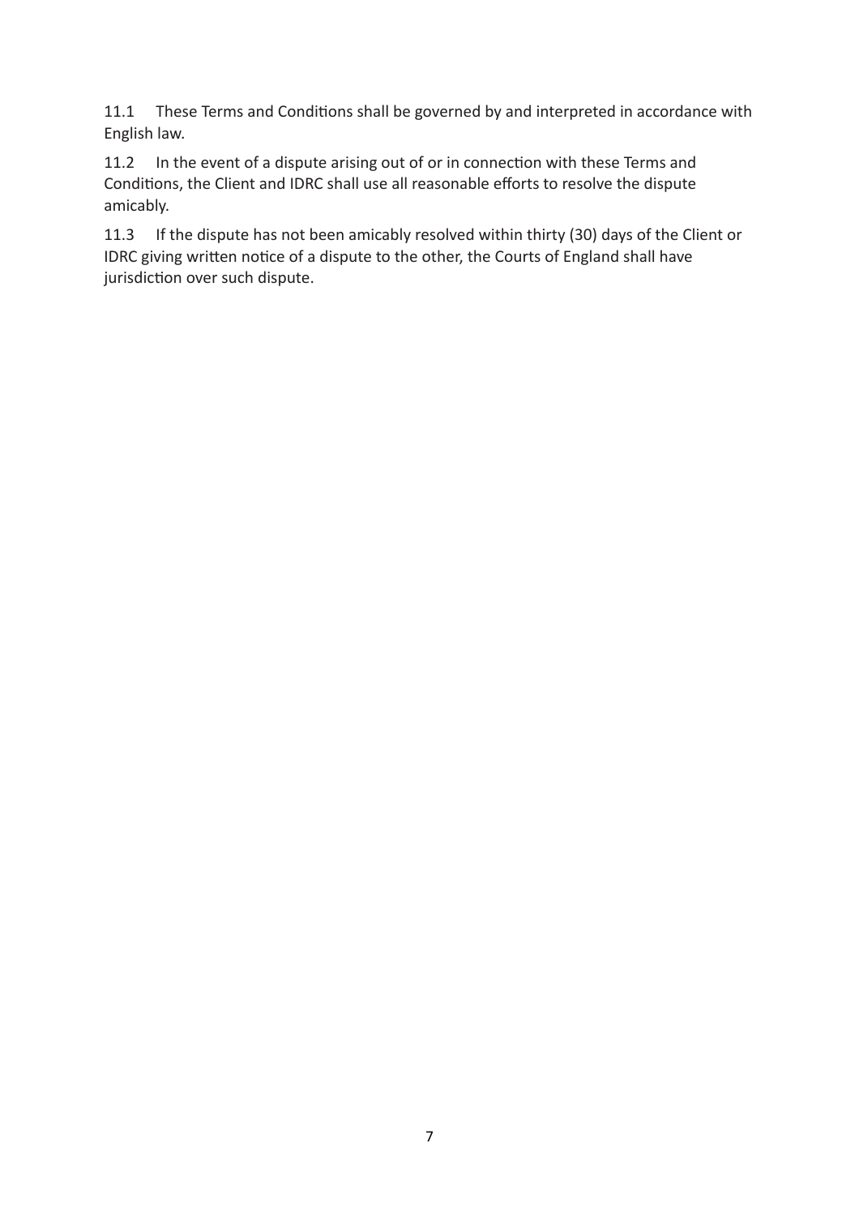11.1 These Terms and Conditions shall be governed by and interpreted in accordance with English law.

11.2 In the event of a dispute arising out of or in connection with these Terms and Conditions, the Client and IDRC shall use all reasonable efforts to resolve the dispute amicably.

11.3 If the dispute has not been amicably resolved within thirty (30) days of the Client or IDRC giving written notice of a dispute to the other, the Courts of England shall have jurisdiction over such dispute.